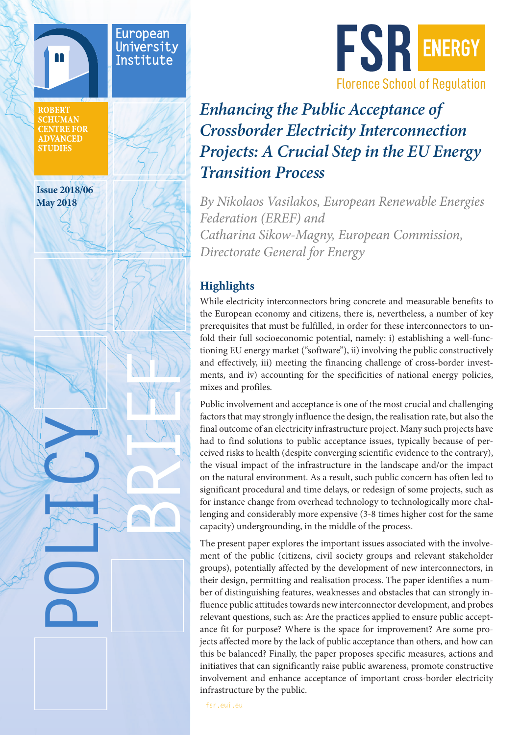European University Institute

ROBERT SCHUMAN CENTRE FOR ADVANCED STUDIES

Issue 2018/06
May 2018

POLICY BRIEF

FSR ENERGY
Florence School of Regulation

# *Enhancing the Public Acceptance of Crossborder Electricity Interconnection Projects: A Crucial Step in the EU Energy Transition Process*

*By Nikolaos Vasilakos, European Renewable Energies Federation (EREF) and Catharina Sikow-Magny, European Commission, Directorate General for Energy*

## Highlights

While electricity interconnectors bring concrete and measurable benefits to the European economy and citizens, there is, nevertheless, a number of key prerequisites that must be fulfilled, in order for these interconnectors to unfold their full socioeconomic potential, namely: i) establishing a well-functioning EU energy market ("software"), ii) involving the public constructively and effectively, iii) meeting the financing challenge of cross-border investments, and iv) accounting for the specificities of national energy policies, mixes and profiles.

Public involvement and acceptance is one of the most crucial and challenging factors that may strongly influence the design, the realisation rate, but also the final outcome of an electricity infrastructure project. Many such projects have had to find solutions to public acceptance issues, typically because of perceived risks to health (despite converging scientific evidence to the contrary), the visual impact of the infrastructure in the landscape and/or the impact on the natural environment. As a result, such public concern has often led to significant procedural and time delays, or redesign of some projects, such as for instance change from overhead technology to technologically more challenging and considerably more expensive (3-8 times higher cost for the same capacity) undergrounding, in the middle of the process.

The present paper explores the important issues associated with the involvement of the public (citizens, civil society groups and relevant stakeholder groups), potentially affected by the development of new interconnectors, in their design, permitting and realisation process. The paper identifies a number of distinguishing features, weaknesses and obstacles that can strongly influence public attitudes towards new interconnector development, and probes relevant questions, such as: Are the practices applied to ensure public acceptance fit for purpose? Where is the space for improvement? Are some projects affected more by the lack of public acceptance than others, and how can this be balanced? Finally, the paper proposes specific measures, actions and initiatives that can significantly raise public awareness, promote constructive involvement and enhance acceptance of important cross-border electricity infrastructure by the public.

fsr.eui.eu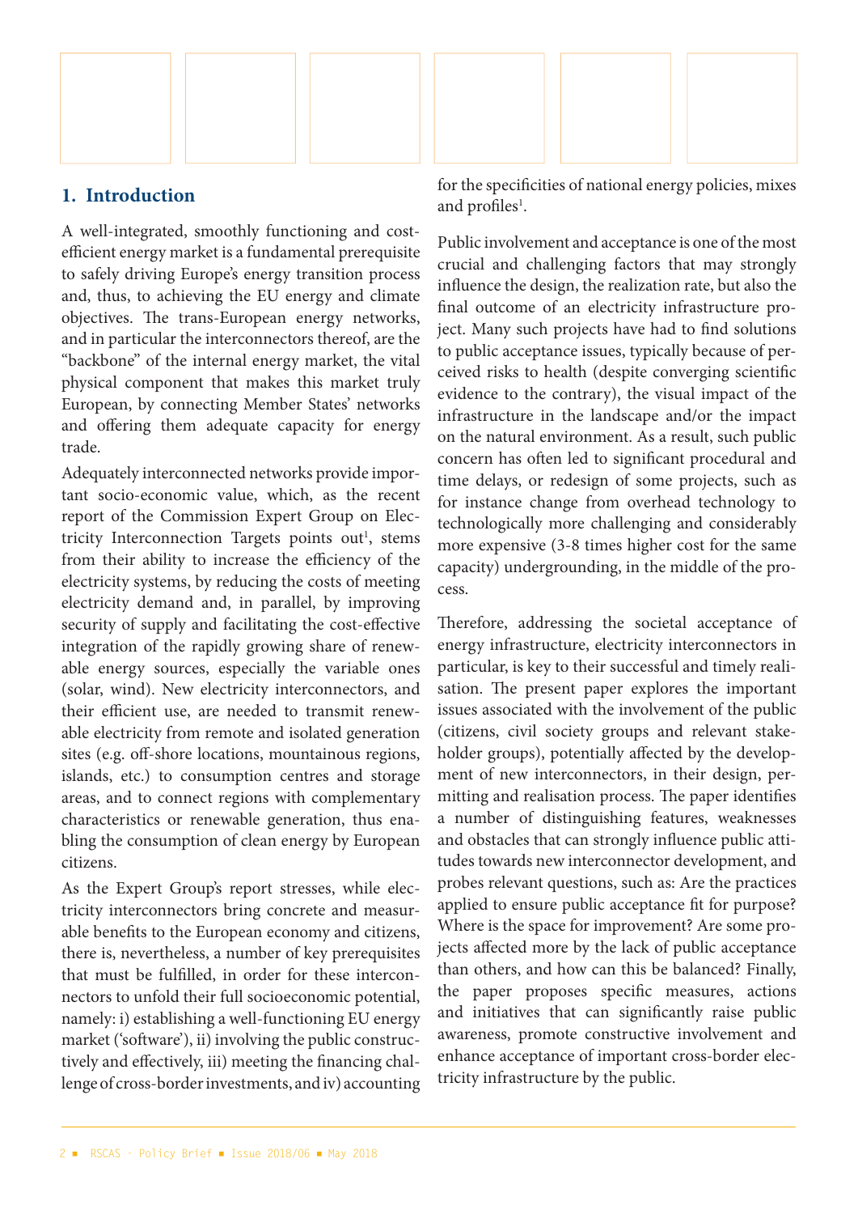## 1. Introduction

A well-integrated, smoothly functioning and cost-efficient energy market is a fundamental prerequisite to safely driving Europe's energy transition process and, thus, to achieving the EU energy and climate objectives. The trans-European energy networks, and in particular the interconnectors thereof, are the "backbone" of the internal energy market, the vital physical component that makes this market truly European, by connecting Member States' networks and offering them adequate capacity for energy trade.

Adequately interconnected networks provide important socio-economic value, which, as the recent report of the Commission Expert Group on Electricity Interconnection Targets points out[1], stems from their ability to increase the efficiency of the electricity systems, by reducing the costs of meeting electricity demand and, in parallel, by improving security of supply and facilitating the cost-effective integration of the rapidly growing share of renewable energy sources, especially the variable ones (solar, wind). New electricity interconnectors, and their efficient use, are needed to transmit renewable electricity from remote and isolated generation sites (e.g. off-shore locations, mountainous regions, islands, etc.) to consumption centres and storage areas, and to connect regions with complementary characteristics or renewable generation, thus enabling the consumption of clean energy by European citizens.

As the Expert Group's report stresses, while electricity interconnectors bring concrete and measurable benefits to the European economy and citizens, there is, nevertheless, a number of key prerequisites that must be fulfilled, in order for these interconnectors to unfold their full socioeconomic potential, namely: i) establishing a well-functioning EU energy market ('software'), ii) involving the public constructively and effectively, iii) meeting the financing challenge of cross-border investments, and iv) accounting for the specificities of national energy policies, mixes and profiles[1].

Public involvement and acceptance is one of the most crucial and challenging factors that may strongly influence the design, the realization rate, but also the final outcome of an electricity infrastructure project. Many such projects have had to find solutions to public acceptance issues, typically because of perceived risks to health (despite converging scientific evidence to the contrary), the visual impact of the infrastructure in the landscape and/or the impact on the natural environment. As a result, such public concern has often led to significant procedural and time delays, or redesign of some projects, such as for instance change from overhead technology to technologically more challenging and considerably more expensive (3-8 times higher cost for the same capacity) undergrounding, in the middle of the process.

Therefore, addressing the societal acceptance of energy infrastructure, electricity interconnectors in particular, is key to their successful and timely realisation. The present paper explores the important issues associated with the involvement of the public (citizens, civil society groups and relevant stakeholder groups), potentially affected by the development of new interconnectors, in their design, permitting and realisation process. The paper identifies a number of distinguishing features, weaknesses and obstacles that can strongly influence public attitudes towards new interconnector development, and probes relevant questions, such as: Are the practices applied to ensure public acceptance fit for purpose? Where is the space for improvement? Are some projects affected more by the lack of public acceptance than others, and how can this be balanced? Finally, the paper proposes specific measures, actions and initiatives that can significantly raise public awareness, promote constructive involvement and enhance acceptance of important cross-border electricity infrastructure by the public.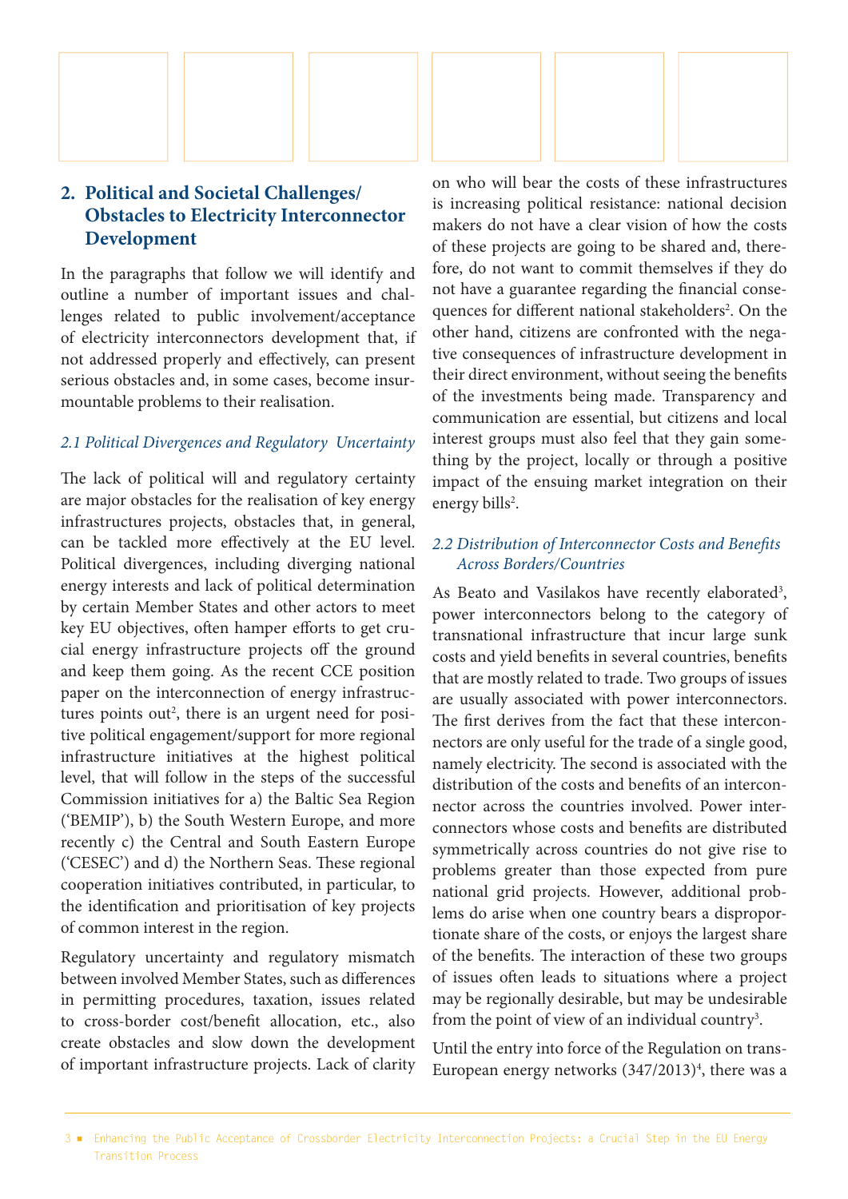## 2. Political and Societal Challenges/ Obstacles to Electricity Interconnector Development

In the paragraphs that follow we will identify and outline a number of important issues and challenges related to public involvement/acceptance of electricity interconnectors development that, if not addressed properly and effectively, can present serious obstacles and, in some cases, become insurmountable problems to their realisation.

### *2.1 Political Divergences and Regulatory Uncertainty*

The lack of political will and regulatory certainty are major obstacles for the realisation of key energy infrastructures projects, obstacles that, in general, can be tackled more effectively at the EU level. Political divergences, including diverging national energy interests and lack of political determination by certain Member States and other actors to meet key EU objectives, often hamper efforts to get crucial energy infrastructure projects off the ground and keep them going. As the recent CCE position paper on the interconnection of energy infrastructures points out[2], there is an urgent need for positive political engagement/support for more regional infrastructure initiatives at the highest political level, that will follow in the steps of the successful Commission initiatives for a) the Baltic Sea Region ('BEMIP'), b) the South Western Europe, and more recently c) the Central and South Eastern Europe ('CESEC') and d) the Northern Seas. These regional cooperation initiatives contributed, in particular, to the identification and prioritisation of key projects of common interest in the region.

Regulatory uncertainty and regulatory mismatch between involved Member States, such as differences in permitting procedures, taxation, issues related to cross-border cost/benefit allocation, etc., also create obstacles and slow down the development of important infrastructure projects. Lack of clarity on who will bear the costs of these infrastructures is increasing political resistance: national decision makers do not have a clear vision of how the costs of these projects are going to be shared and, therefore, do not want to commit themselves if they do not have a guarantee regarding the financial consequences for different national stakeholders[2]. On the other hand, citizens are confronted with the negative consequences of infrastructure development in their direct environment, without seeing the benefits of the investments being made. Transparency and communication are essential, but citizens and local interest groups must also feel that they gain something by the project, locally or through a positive impact of the ensuing market integration on their energy bills[2].

### *2.2 Distribution of Interconnector Costs and Benefits Across Borders/Countries*

As Beato and Vasilakos have recently elaborated[3], power interconnectors belong to the category of transnational infrastructure that incur large sunk costs and yield benefits in several countries, benefits that are mostly related to trade. Two groups of issues are usually associated with power interconnectors. The first derives from the fact that these interconnectors are only useful for the trade of a single good, namely electricity. The second is associated with the distribution of the costs and benefits of an interconnector across the countries involved. Power interconnectors whose costs and benefits are distributed symmetrically across countries do not give rise to problems greater than those expected from pure national grid projects. However, additional problems do arise when one country bears a disproportionate share of the costs, or enjoys the largest share of the benefits. The interaction of these two groups of issues often leads to situations where a project may be regionally desirable, but may be undesirable from the point of view of an individual country[3].

Until the entry into force of the Regulation on trans-European energy networks (347/2013)[4], there was a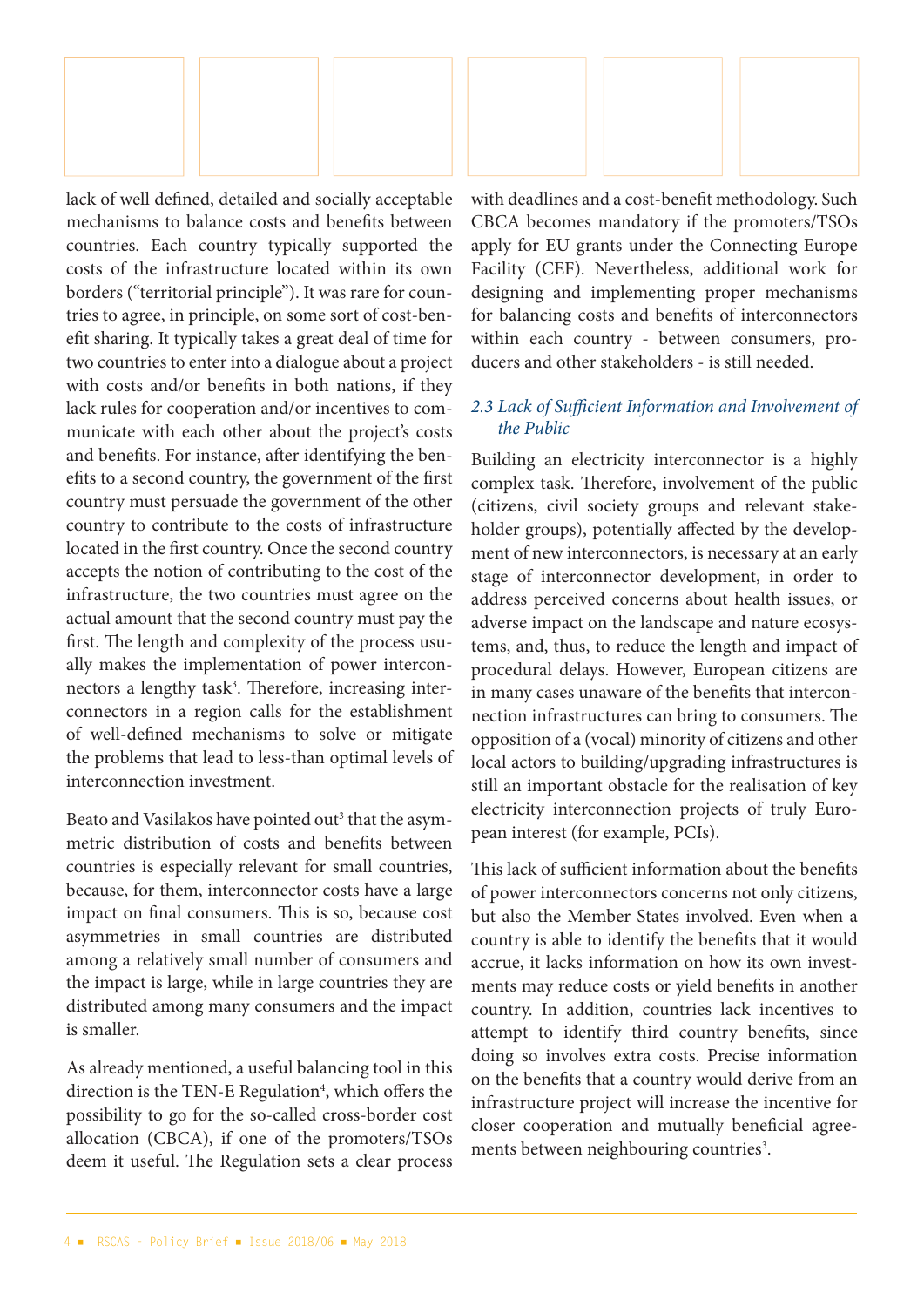lack of well defined, detailed and socially acceptable mechanisms to balance costs and benefits between countries. Each country typically supported the costs of the infrastructure located within its own borders ("territorial principle"). It was rare for countries to agree, in principle, on some sort of cost-benefit sharing. It typically takes a great deal of time for two countries to enter into a dialogue about a project with costs and/or benefits in both nations, if they lack rules for cooperation and/or incentives to communicate with each other about the project's costs and benefits. For instance, after identifying the benefits to a second country, the government of the first country must persuade the government of the other country to contribute to the costs of infrastructure located in the first country. Once the second country accepts the notion of contributing to the cost of the infrastructure, the two countries must agree on the actual amount that the second country must pay the first. The length and complexity of the process usually makes the implementation of power interconnectors a lengthy task[3]. Therefore, increasing interconnectors in a region calls for the establishment of well-defined mechanisms to solve or mitigate the problems that lead to less-than optimal levels of interconnection investment.

Beato and Vasilakos have pointed out[3] that the asymmetric distribution of costs and benefits between countries is especially relevant for small countries, because, for them, interconnector costs have a large impact on final consumers. This is so, because cost asymmetries in small countries are distributed among a relatively small number of consumers and the impact is large, while in large countries they are distributed among many consumers and the impact is smaller.

As already mentioned, a useful balancing tool in this direction is the TEN-E Regulation[4], which offers the possibility to go for the so-called cross-border cost allocation (CBCA), if one of the promoters/TSOs deem it useful. The Regulation sets a clear process with deadlines and a cost-benefit methodology. Such CBCA becomes mandatory if the promoters/TSOs apply for EU grants under the Connecting Europe Facility (CEF). Nevertheless, additional work for designing and implementing proper mechanisms for balancing costs and benefits of interconnectors within each country - between consumers, producers and other stakeholders - is still needed.

### *2.3 Lack of Sufficient Information and Involvement of the Public*

Building an electricity interconnector is a highly complex task. Therefore, involvement of the public (citizens, civil society groups and relevant stakeholder groups), potentially affected by the development of new interconnectors, is necessary at an early stage of interconnector development, in order to address perceived concerns about health issues, or adverse impact on the landscape and nature ecosystems, and, thus, to reduce the length and impact of procedural delays. However, European citizens are in many cases unaware of the benefits that interconnection infrastructures can bring to consumers. The opposition of a (vocal) minority of citizens and other local actors to building/upgrading infrastructures is still an important obstacle for the realisation of key electricity interconnection projects of truly European interest (for example, PCIs).

This lack of sufficient information about the benefits of power interconnectors concerns not only citizens, but also the Member States involved. Even when a country is able to identify the benefits that it would accrue, it lacks information on how its own investments may reduce costs or yield benefits in another country. In addition, countries lack incentives to attempt to identify third country benefits, since doing so involves extra costs. Precise information on the benefits that a country would derive from an infrastructure project will increase the incentive for closer cooperation and mutually beneficial agreements between neighbouring countries[3].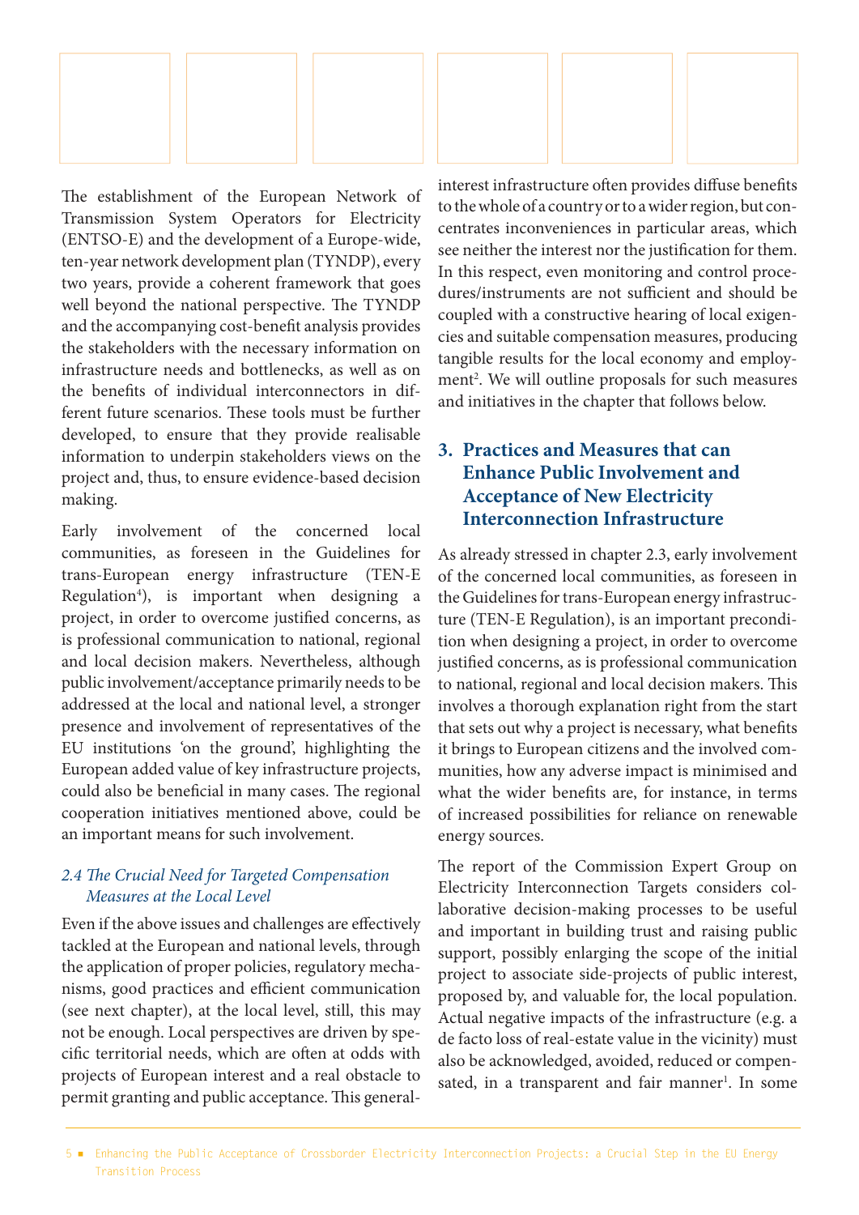The establishment of the European Network of Transmission System Operators for Electricity (ENTSO-E) and the development of a Europe-wide, ten-year network development plan (TYNDP), every two years, provide a coherent framework that goes well beyond the national perspective. The TYNDP and the accompanying cost-benefit analysis provides the stakeholders with the necessary information on infrastructure needs and bottlenecks, as well as on the benefits of individual interconnectors in different future scenarios. These tools must be further developed, to ensure that they provide realisable information to underpin stakeholders views on the project and, thus, to ensure evidence-based decision making.

Early involvement of the concerned local communities, as foreseen in the Guidelines for trans-European energy infrastructure (TEN-E Regulation[4]), is important when designing a project, in order to overcome justified concerns, as is professional communication to national, regional and local decision makers. Nevertheless, although public involvement/acceptance primarily needs to be addressed at the local and national level, a stronger presence and involvement of representatives of the EU institutions 'on the ground', highlighting the European added value of key infrastructure projects, could also be beneficial in many cases. The regional cooperation initiatives mentioned above, could be an important means for such involvement.

### *2.4 The Crucial Need for Targeted Compensation Measures at the Local Level*

Even if the above issues and challenges are effectively tackled at the European and national levels, through the application of proper policies, regulatory mechanisms, good practices and efficient communication (see next chapter), at the local level, still, this may not be enough. Local perspectives are driven by specific territorial needs, which are often at odds with projects of European interest and a real obstacle to permit granting and public acceptance. This general-interest infrastructure often provides diffuse benefits to the whole of a country or to a wider region, but concentrates inconveniences in particular areas, which see neither the interest nor the justification for them. In this respect, even monitoring and control procedures/instruments are not sufficient and should be coupled with a constructive hearing of local exigencies and suitable compensation measures, producing tangible results for the local economy and employment[2]. We will outline proposals for such measures and initiatives in the chapter that follows below.

## 3. Practices and Measures that can Enhance Public Involvement and Acceptance of New Electricity Interconnection Infrastructure

As already stressed in chapter 2.3, early involvement of the concerned local communities, as foreseen in the Guidelines for trans-European energy infrastructure (TEN-E Regulation), is an important precondition when designing a project, in order to overcome justified concerns, as is professional communication to national, regional and local decision makers. This involves a thorough explanation right from the start that sets out why a project is necessary, what benefits it brings to European citizens and the involved communities, how any adverse impact is minimised and what the wider benefits are, for instance, in terms of increased possibilities for reliance on renewable energy sources.

The report of the Commission Expert Group on Electricity Interconnection Targets considers collaborative decision-making processes to be useful and important in building trust and raising public support, possibly enlarging the scope of the initial project to associate side-projects of public interest, proposed by, and valuable for, the local population. Actual negative impacts of the infrastructure (e.g. a de facto loss of real-estate value in the vicinity) must also be acknowledged, avoided, reduced or compensated, in a transparent and fair manner[1]. In some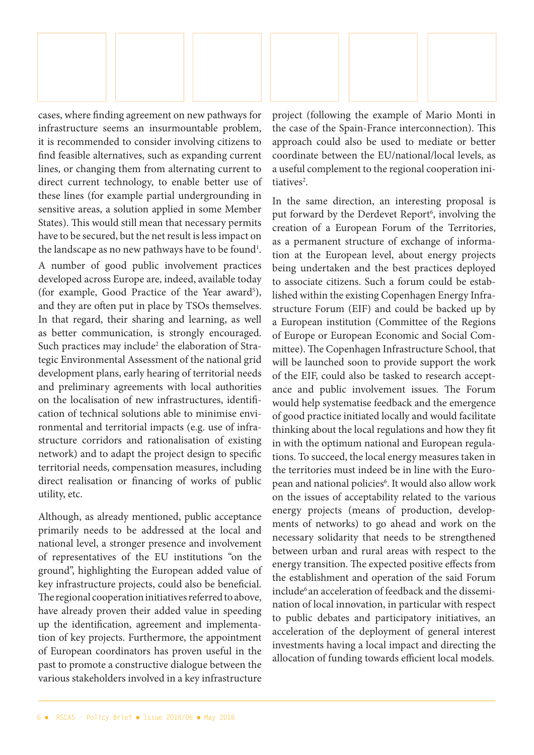cases, where finding agreement on new pathways for infrastructure seems an insurmountable problem, it is recommended to consider involving citizens to find feasible alternatives, such as expanding current lines, or changing them from alternating current to direct current technology, to enable better use of these lines (for example partial undergrounding in sensitive areas, a solution applied in some Member States). This would still mean that necessary permits have to be secured, but the net result is less impact on the landscape as no new pathways have to be found[1].

A number of good public involvement practices developed across Europe are, indeed, available today (for example, Good Practice of the Year award[5]), and they are often put in place by TSOs themselves. In that regard, their sharing and learning, as well as better communication, is strongly encouraged. Such practices may include[2] the elaboration of Strategic Environmental Assessment of the national grid development plans, early hearing of territorial needs and preliminary agreements with local authorities on the localisation of new infrastructures, identification of technical solutions able to minimise environmental and territorial impacts (e.g. use of infrastructure corridors and rationalisation of existing network) and to adapt the project design to specific territorial needs, compensation measures, including direct realisation or financing of works of public utility, etc.

Although, as already mentioned, public acceptance primarily needs to be addressed at the local and national level, a stronger presence and involvement of representatives of the EU institutions "on the ground", highlighting the European added value of key infrastructure projects, could also be beneficial. The regional cooperation initiatives referred to above, have already proven their added value in speeding up the identification, agreement and implementation of key projects. Furthermore, the appointment of European coordinators has proven useful in the past to promote a constructive dialogue between the various stakeholders involved in a key infrastructure project (following the example of Mario Monti in the case of the Spain-France interconnection). This approach could also be used to mediate or better coordinate between the EU/national/local levels, as a useful complement to the regional cooperation initiatives[2].

In the same direction, an interesting proposal is put forward by the Derdevet Report[6], involving the creation of a European Forum of the Territories, as a permanent structure of exchange of information at the European level, about energy projects being undertaken and the best practices deployed to associate citizens. Such a forum could be established within the existing Copenhagen Energy Infrastructure Forum (EIF) and could be backed up by a European institution (Committee of the Regions of Europe or European Economic and Social Committee). The Copenhagen Infrastructure School, that will be launched soon to provide support the work of the EIF, could also be tasked to research acceptance and public involvement issues. The Forum would help systematise feedback and the emergence of good practice initiated locally and would facilitate thinking about the local regulations and how they fit in with the optimum national and European regulations. To succeed, the local energy measures taken in the territories must indeed be in line with the European and national policies[6]. It would also allow work on the issues of acceptability related to the various energy projects (means of production, developments of networks) to go ahead and work on the necessary solidarity that needs to be strengthened between urban and rural areas with respect to the energy transition. The expected positive effects from the establishment and operation of the said Forum include[6] an acceleration of feedback and the dissemination of local innovation, in particular with respect to public debates and participatory initiatives, an acceleration of the deployment of general interest investments having a local impact and directing the allocation of funding towards efficient local models.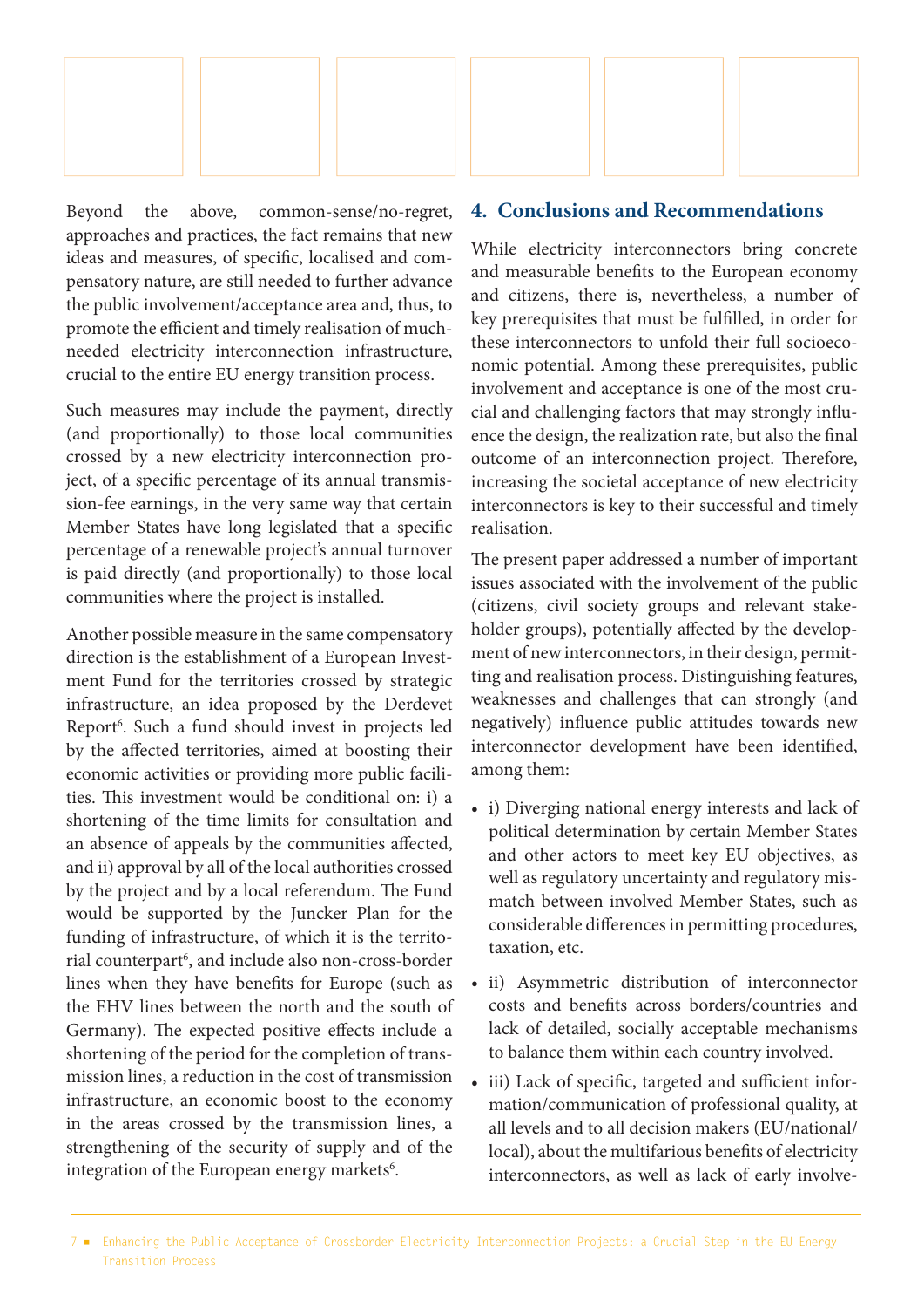Beyond the above, common-sense/no-regret, approaches and practices, the fact remains that new ideas and measures, of specific, localised and compensatory nature, are still needed to further advance the public involvement/acceptance area and, thus, to promote the efficient and timely realisation of much-needed electricity interconnection infrastructure, crucial to the entire EU energy transition process.

Such measures may include the payment, directly (and proportionally) to those local communities crossed by a new electricity interconnection project, of a specific percentage of its annual transmission-fee earnings, in the very same way that certain Member States have long legislated that a specific percentage of a renewable project's annual turnover is paid directly (and proportionally) to those local communities where the project is installed.

Another possible measure in the same compensatory direction is the establishment of a European Investment Fund for the territories crossed by strategic infrastructure, an idea proposed by the Derdevet Report[6]. Such a fund should invest in projects led by the affected territories, aimed at boosting their economic activities or providing more public facilities. This investment would be conditional on: i) a shortening of the time limits for consultation and an absence of appeals by the communities affected, and ii) approval by all of the local authorities crossed by the project and by a local referendum. The Fund would be supported by the Juncker Plan for the funding of infrastructure, of which it is the territorial counterpart[6], and include also non-cross-border lines when they have benefits for Europe (such as the EHV lines between the north and the south of Germany). The expected positive effects include a shortening of the period for the completion of transmission lines, a reduction in the cost of transmission infrastructure, an economic boost to the economy in the areas crossed by the transmission lines, a strengthening of the security of supply and of the integration of the European energy markets[6].

## 4. Conclusions and Recommendations

While electricity interconnectors bring concrete and measurable benefits to the European economy and citizens, there is, nevertheless, a number of key prerequisites that must be fulfilled, in order for these interconnectors to unfold their full socioeconomic potential. Among these prerequisites, public involvement and acceptance is one of the most crucial and challenging factors that may strongly influence the design, the realization rate, but also the final outcome of an interconnection project. Therefore, increasing the societal acceptance of new electricity interconnectors is key to their successful and timely realisation.

The present paper addressed a number of important issues associated with the involvement of the public (citizens, civil society groups and relevant stakeholder groups), potentially affected by the development of new interconnectors, in their design, permitting and realisation process. Distinguishing features, weaknesses and challenges that can strongly (and negatively) influence public attitudes towards new interconnector development have been identified, among them:

- i) Diverging national energy interests and lack of political determination by certain Member States and other actors to meet key EU objectives, as well as regulatory uncertainty and regulatory mismatch between involved Member States, such as considerable differences in permitting procedures, taxation, etc.
- ii) Asymmetric distribution of interconnector costs and benefits across borders/countries and lack of detailed, socially acceptable mechanisms to balance them within each country involved.
- iii) Lack of specific, targeted and sufficient information/communication of professional quality, at all levels and to all decision makers (EU/national/local), about the multifarious benefits of electricity interconnectors, as well as lack of early involve-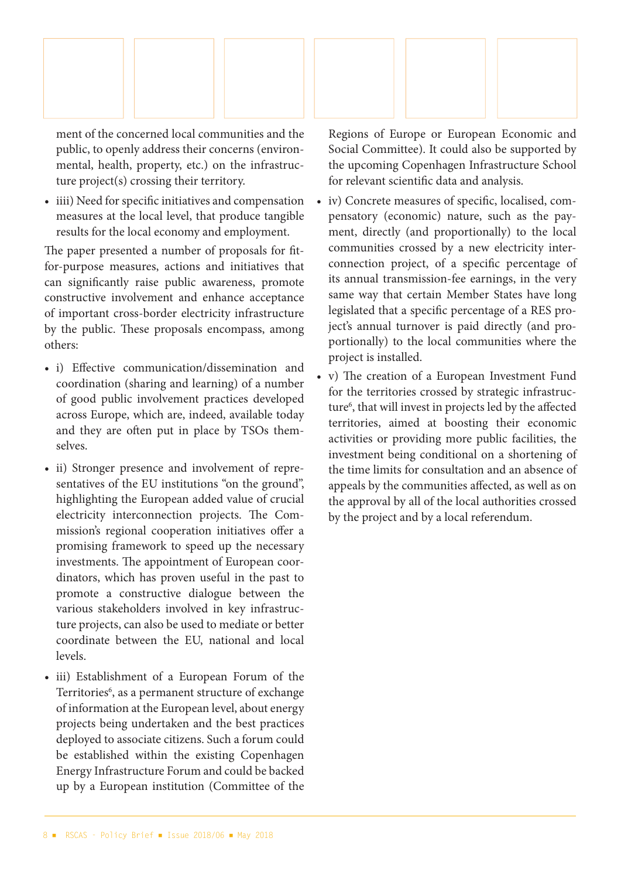ment of the concerned local communities and the public, to openly address their concerns (environmental, health, property, etc.) on the infrastructure project(s) crossing their territory.

- iiii) Need for specific initiatives and compensation measures at the local level, that produce tangible results for the local economy and employment.

The paper presented a number of proposals for fit-for-purpose measures, actions and initiatives that can significantly raise public awareness, promote constructive involvement and enhance acceptance of important cross-border electricity infrastructure by the public. These proposals encompass, among others:

- i) Effective communication/dissemination and coordination (sharing and learning) of a number of good public involvement practices developed across Europe, which are, indeed, available today and they are often put in place by TSOs themselves.
- ii) Stronger presence and involvement of representatives of the EU institutions "on the ground", highlighting the European added value of crucial electricity interconnection projects. The Commission's regional cooperation initiatives offer a promising framework to speed up the necessary investments. The appointment of European coordinators, which has proven useful in the past to promote a constructive dialogue between the various stakeholders involved in key infrastructure projects, can also be used to mediate or better coordinate between the EU, national and local levels.
- iii) Establishment of a European Forum of the Territories[6], as a permanent structure of exchange of information at the European level, about energy projects being undertaken and the best practices deployed to associate citizens. Such a forum could be established within the existing Copenhagen Energy Infrastructure Forum and could be backed up by a European institution (Committee of the Regions of Europe or European Economic and Social Committee). It could also be supported by the upcoming Copenhagen Infrastructure School for relevant scientific data and analysis.
- iv) Concrete measures of specific, localised, compensatory (economic) nature, such as the payment, directly (and proportionally) to the local communities crossed by a new electricity interconnection project, of a specific percentage of its annual transmission-fee earnings, in the very same way that certain Member States have long legislated that a specific percentage of a RES project's annual turnover is paid directly (and proportionally) to the local communities where the project is installed.
- v) The creation of a European Investment Fund for the territories crossed by strategic infrastructure[6], that will invest in projects led by the affected territories, aimed at boosting their economic activities or providing more public facilities, the investment being conditional on a shortening of the time limits for consultation and an absence of appeals by the communities affected, as well as on the approval by all of the local authorities crossed by the project and by a local referendum.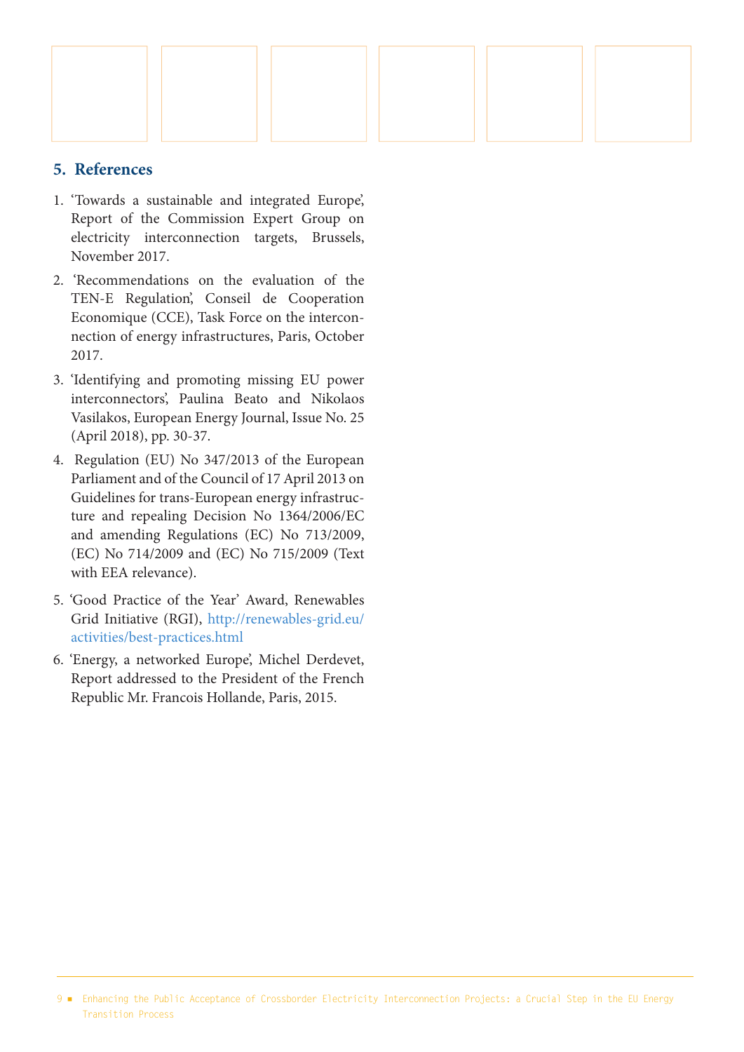## 5. References

1. 'Towards a sustainable and integrated Europe', Report of the Commission Expert Group on electricity interconnection targets, Brussels, November 2017.
2. 'Recommendations on the evaluation of the TEN-E Regulation', Conseil de Cooperation Economique (CCE), Task Force on the interconnection of energy infrastructures, Paris, October 2017.
3. 'Identifying and promoting missing EU power interconnectors', Paulina Beato and Nikolaos Vasilakos, European Energy Journal, Issue No. 25 (April 2018), pp. 30-37.
4. Regulation (EU) No 347/2013 of the European Parliament and of the Council of 17 April 2013 on Guidelines for trans-European energy infrastructure and repealing Decision No 1364/2006/EC and amending Regulations (EC) No 713/2009, (EC) No 714/2009 and (EC) No 715/2009 (Text with EEA relevance).
5. 'Good Practice of the Year' Award, Renewables Grid Initiative (RGI), http://renewables-grid.eu/activities/best-practices.html
6. 'Energy, a networked Europe', Michel Derdevet, Report addressed to the President of the French Republic Mr. Francois Hollande, Paris, 2015.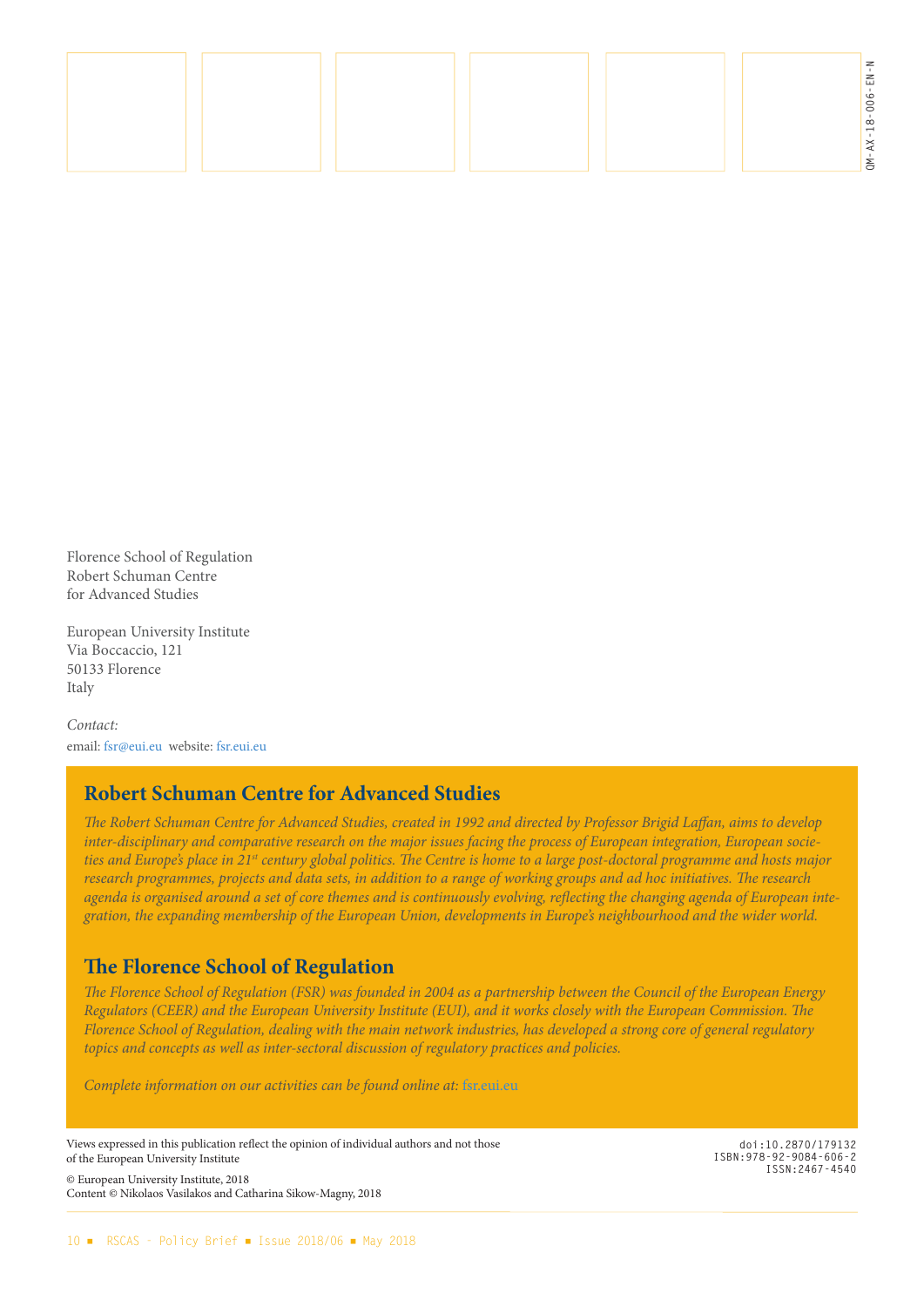QM-AX-18-006-EN-N

Florence School of Regulation
Robert Schuman Centre
for Advanced Studies

European University Institute
Via Boccaccio, 121
50133 Florence
Italy

*Contact:*
email: fsr@eui.eu website: fsr.eui.eu

## Robert Schuman Centre for Advanced Studies

*The Robert Schuman Centre for Advanced Studies, created in 1992 and directed by Professor Brigid Laffan, aims to develop inter-disciplinary and comparative research on the major issues facing the process of European integration, European societies and Europe's place in 21st century global politics. The Centre is home to a large post-doctoral programme and hosts major research programmes, projects and data sets, in addition to a range of working groups and ad hoc initiatives. The research agenda is organised around a set of core themes and is continuously evolving, reflecting the changing agenda of European integration, the expanding membership of the European Union, developments in Europe's neighbourhood and the wider world.*

## The Florence School of Regulation

*The Florence School of Regulation (FSR) was founded in 2004 as a partnership between the Council of the European Energy Regulators (CEER) and the European University Institute (EUI), and it works closely with the European Commission. The Florence School of Regulation, dealing with the main network industries, has developed a strong core of general regulatory topics and concepts as well as inter-sectoral discussion of regulatory practices and policies.*

*Complete information on our activities can be found online at:* fsr.eui.eu

Views expressed in this publication reflect the opinion of individual authors and not those of the European University Institute

© European University Institute, 2018
Content © Nikolaos Vasilakos and Catharina Sikow-Magny, 2018

doi:10.2870/179132
ISBN:978-92-9084-606-2
ISSN:2467-4540